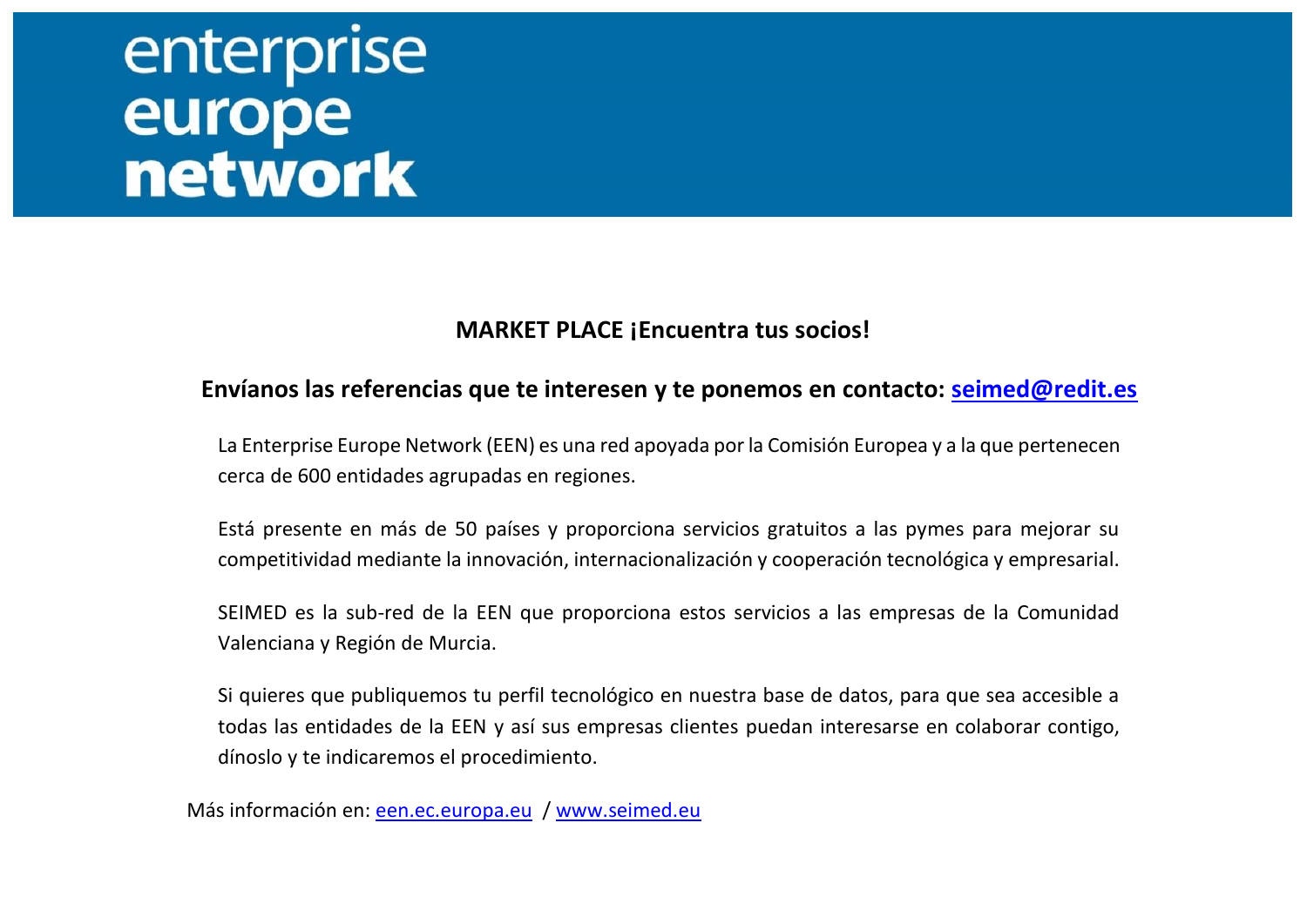enterprise europe **network**

## MARKET PLACE ¡Encuentra tus socios!

### Envíanos las referencias que te interesen y te ponemos en contacto: seimed@redit.es

La Enterprise Europe Network (EEN) es una red apoyada por la Comisión Europea y a la que pertenecen cerca de 600 entidades agrupadas en regiones.

Está presente en más de 50 países y proporciona servicios gratuitos a las pymes para mejorar su competitividad mediante la innovación, internacionalización y cooperación tecnológica y empresarial.

SEIMED es la sub-red de la EEN que proporciona estos servicios a las empresas de la Comunidad Valenciana y Región de Murcia.

Si quieres que publiquemos tu perfil tecnológico en nuestra base de datos, para que sea accesible a todas las entidades de la EEN y así sus empresas clientes puedan interesarse en colaborar contigo, dínoslo y te indicaremos el procedimiento.

Más información en: een.ec.europa.eu / www.seimed.eu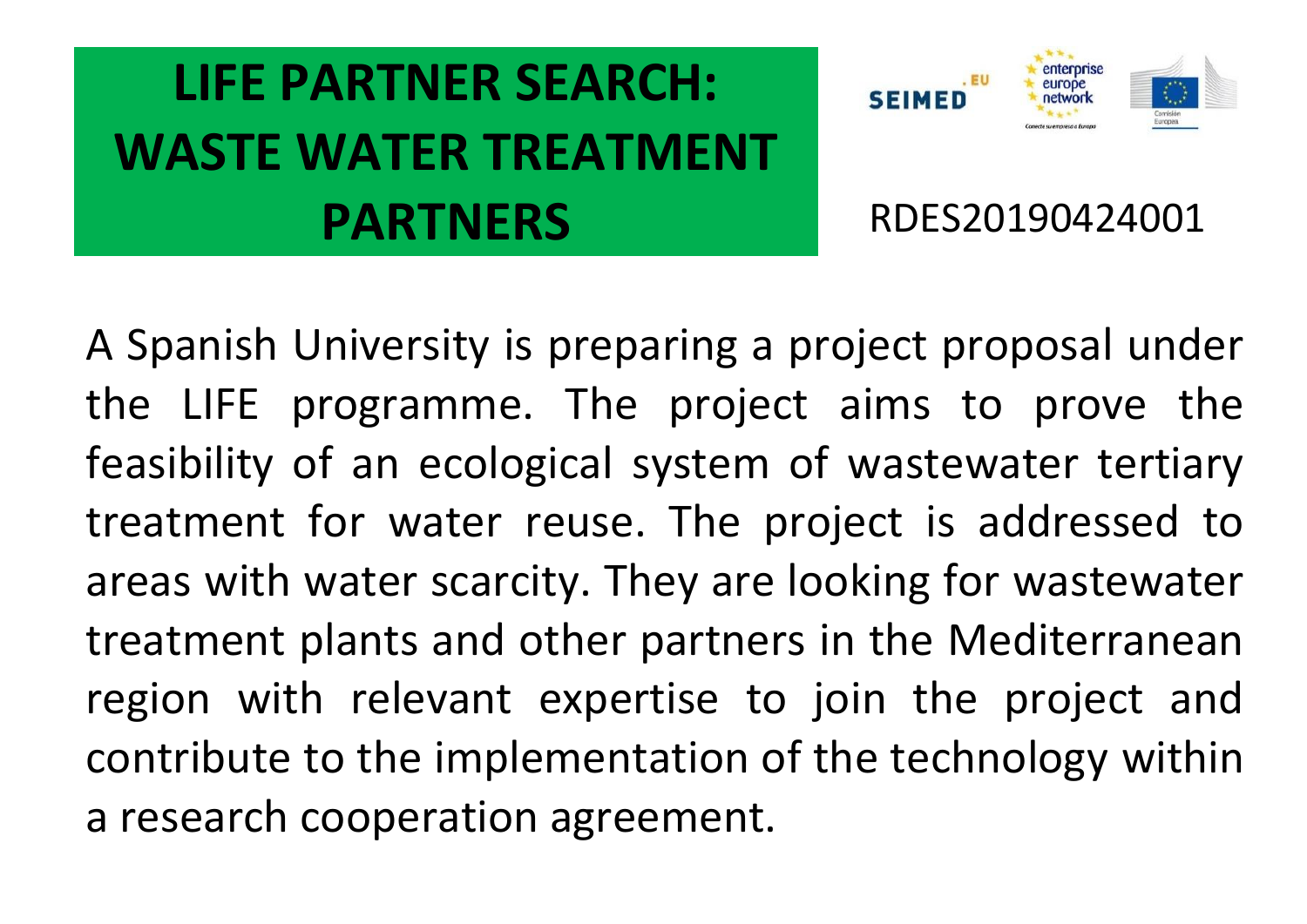# LIFE PARTNER SEARCH: WASTE WATER TREATMENT PARTNERS

RDES20190424001

A Spanish University is preparing a project proposal under the LIFE programme. The project aims to prove the feasibility of an ecological system of wastewater tertiary treatment for water reuse. The project is addressed to areas with water scarcity. They are looking for wastewater treatment plants and other partners in the Mediterranean region with relevant expertise to join the project and contribute to the implementation of the technology within a research cooperation agreement.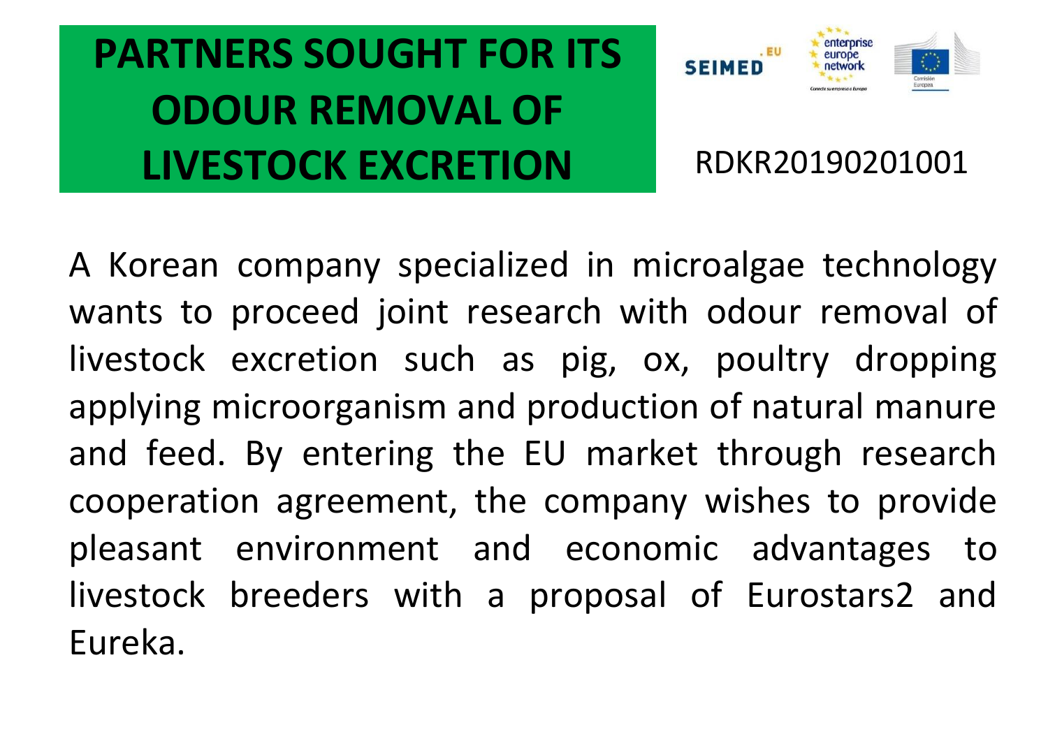# PARTNERS SOUGHT FOR ITS ODOUR REMOVAL OF LIVESTOCK EXCRETION

RDKR20190201001

A Korean company specialized in microalgae technology wants to proceed joint research with odour removal of livestock excretion such as pig, ox, poultry dropping applying microorganism and production of natural manure and feed. By entering the EU market through research cooperation agreement, the company wishes to provide pleasant environment and economic advantages to livestock breeders with a proposal of Eurostars2 and Eureka.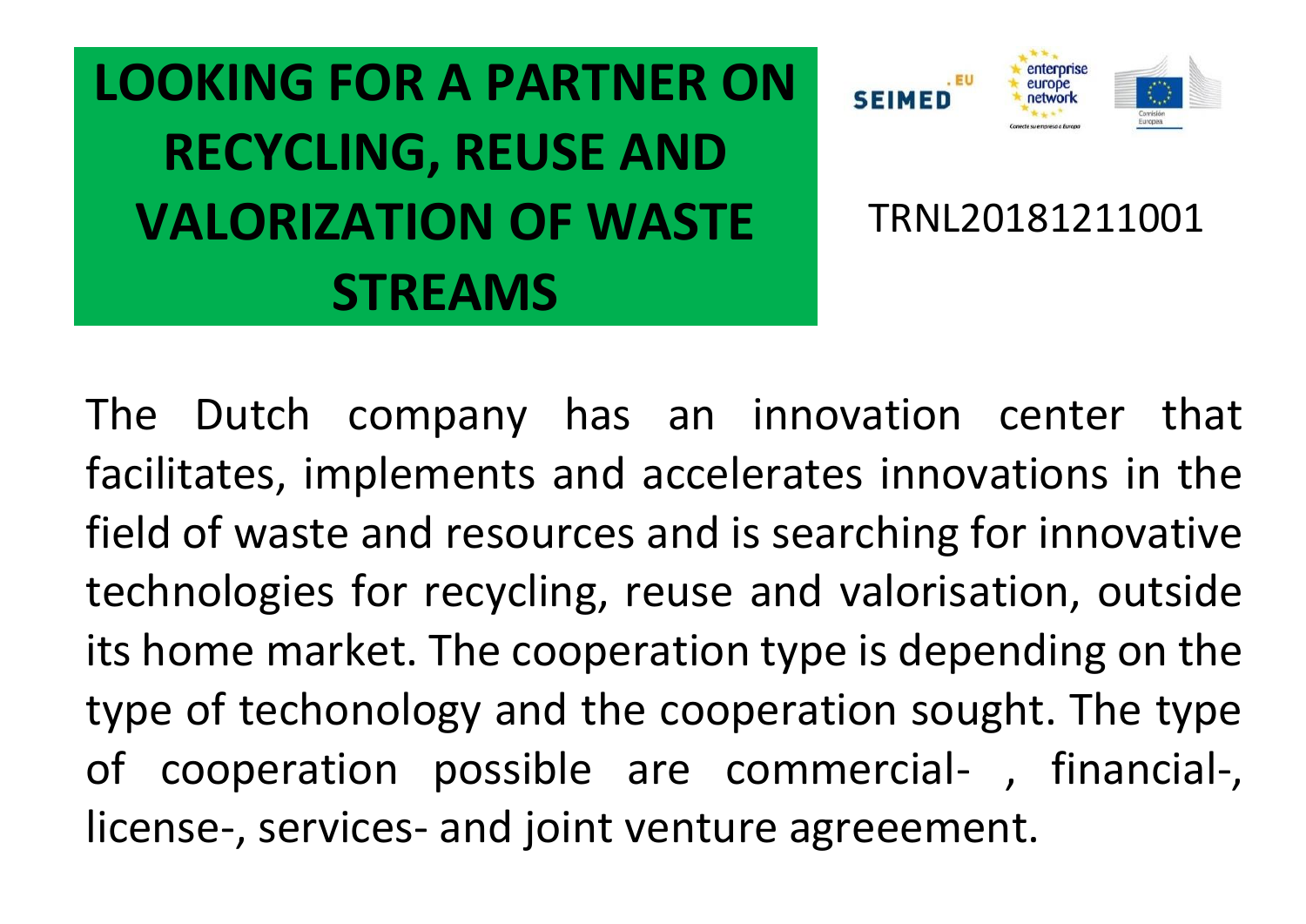# LOOKING FOR A PARTNER ON RECYCLING, REUSE AND VALORIZATION OF WASTE STREAMS

TRNL20181211001

The Dutch company has an innovation center that facilitates, implements and accelerates innovations in the field of waste and resources and is searching for innovative technologies for recycling, reuse and valorisation, outside its home market. The cooperation type is depending on the type of techonology and the cooperation sought. The type of cooperation possible are commercial- , financial-, license-, services- and joint venture agreeement.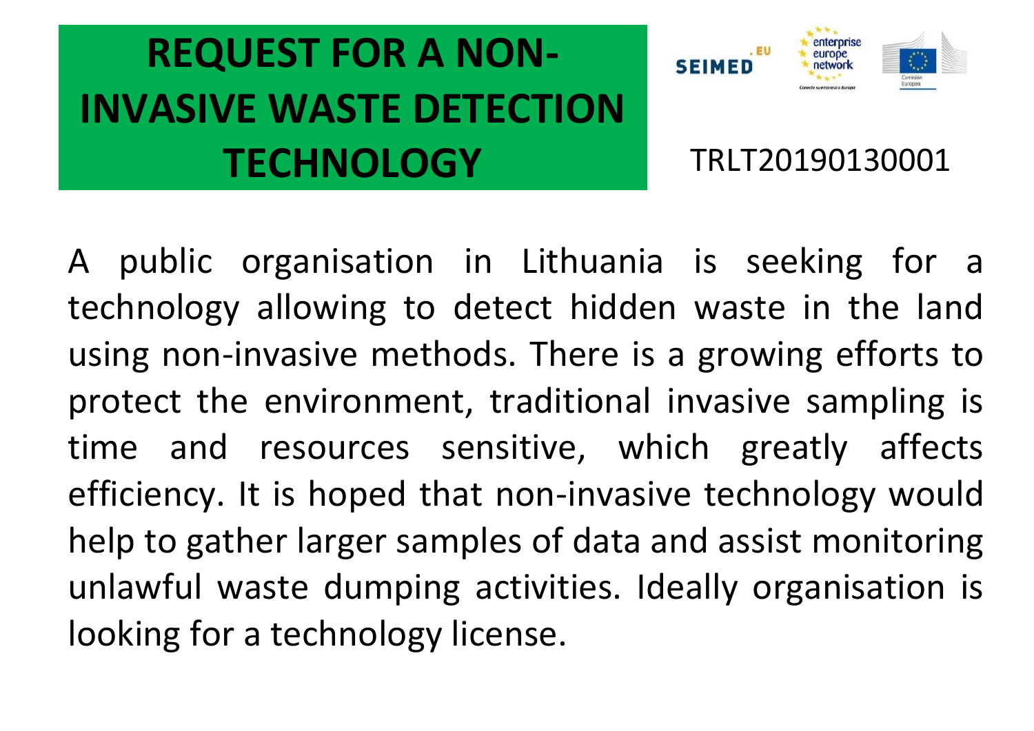# REQUEST FOR A NON-INVASIVE WASTE DETECTION TECHNOLOGY

TRLT20190130001

A public organisation in Lithuania is seeking for a technology allowing to detect hidden waste in the land using non-invasive methods. There is a growing efforts to protect the environment, traditional invasive sampling is time and resources sensitive, which greatly affects efficiency. It is hoped that non-invasive technology would help to gather larger samples of data and assist monitoring unlawful waste dumping activities. Ideally organisation is looking for a technology license.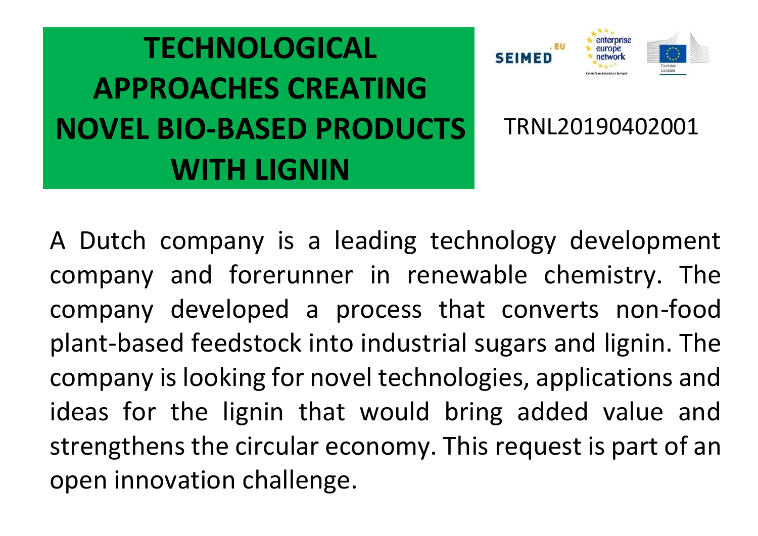# TECHNOLOGICAL APPROACHES CREATING NOVEL BIO-BASED PRODUCTS WITH LIGNIN

TRNL20190402001

A Dutch company is a leading technology development company and forerunner in renewable chemistry. The company developed a process that converts non-food plant-based feedstock into industrial sugars and lignin. The company is looking for novel technologies, applications and ideas for the lignin that would bring added value and strengthens the circular economy. This request is part of an open innovation challenge.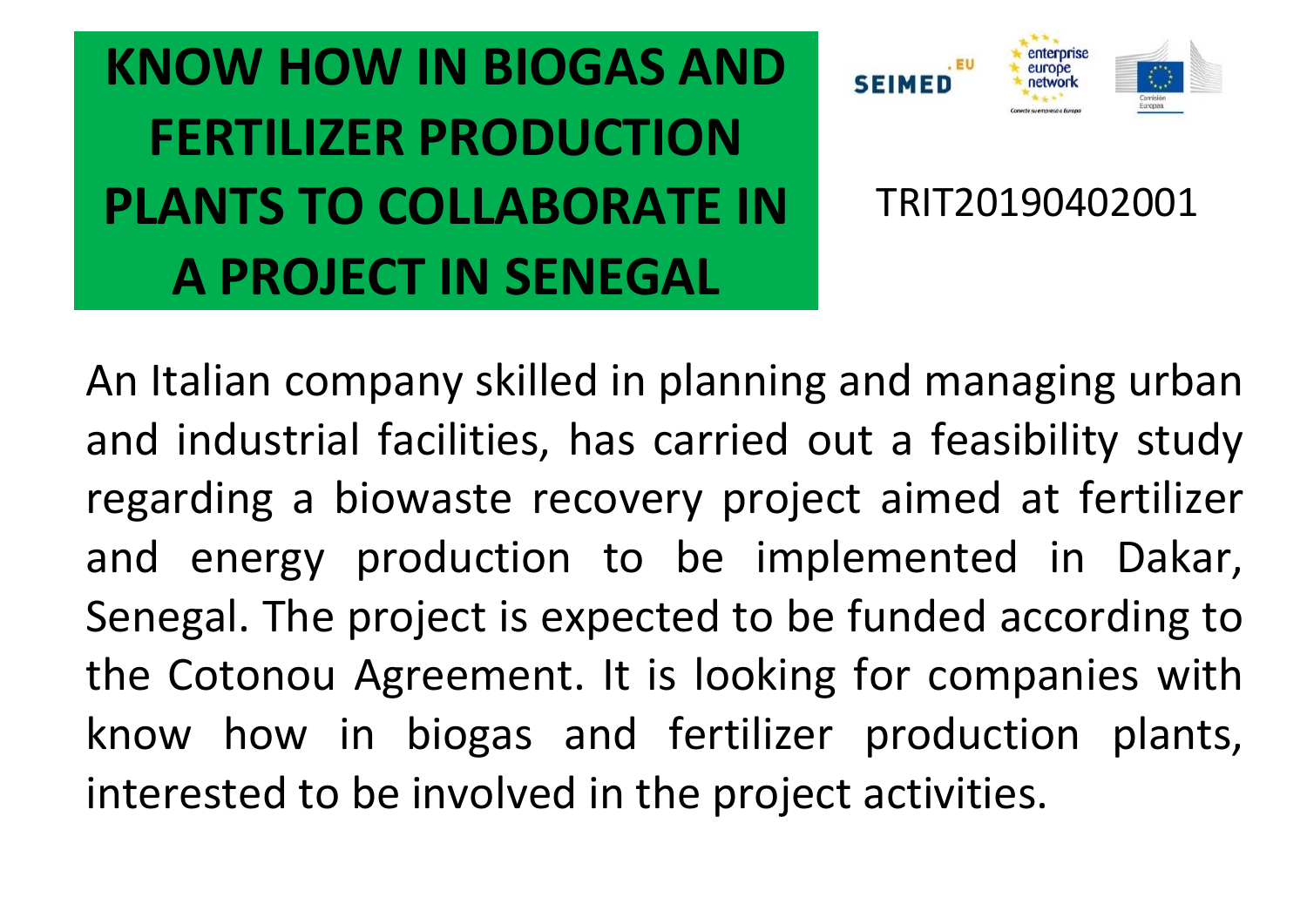# KNOW HOW IN BIOGAS AND FERTILIZER PRODUCTION PLANTS TO COLLABORATE IN A PROJECT IN SENEGAL

TRIT20190402001

An Italian company skilled in planning and managing urban and industrial facilities, has carried out a feasibility study regarding a biowaste recovery project aimed at fertilizer and energy production to be implemented in Dakar, Senegal. The project is expected to be funded according to the Cotonou Agreement. It is looking for companies with know how in biogas and fertilizer production plants, interested to be involved in the project activities.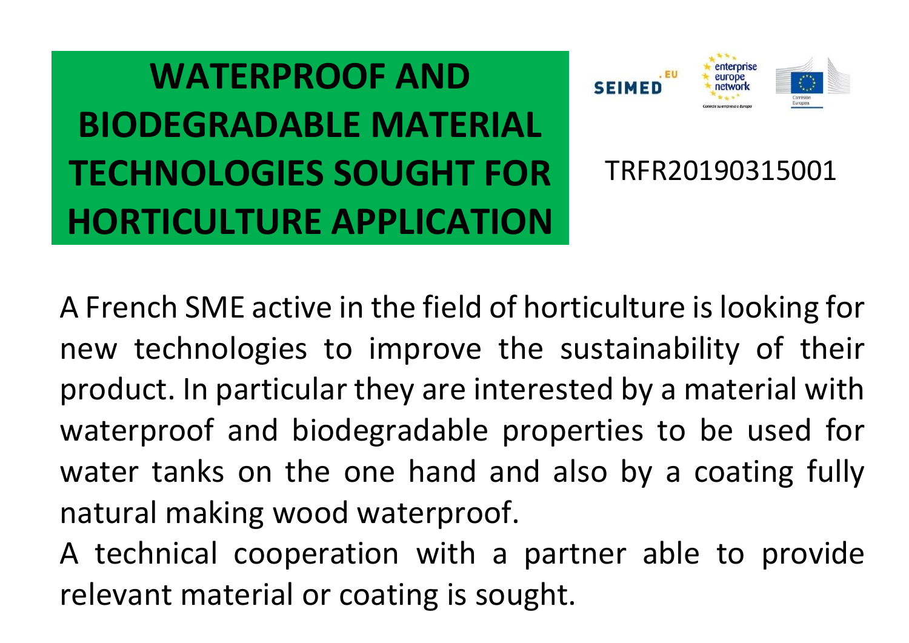# WATERPROOF AND BIODEGRADABLE MATERIAL TECHNOLOGIES SOUGHT FOR HORTICULTURE APPLICATION

TRFR20190315001

A French SME active in the field of horticulture is looking for new technologies to improve the sustainability of their product. In particular they are interested by a material with waterproof and biodegradable properties to be used for water tanks on the one hand and also by a coating fully natural making wood waterproof.

A technical cooperation with a partner able to provide relevant material or coating is sought.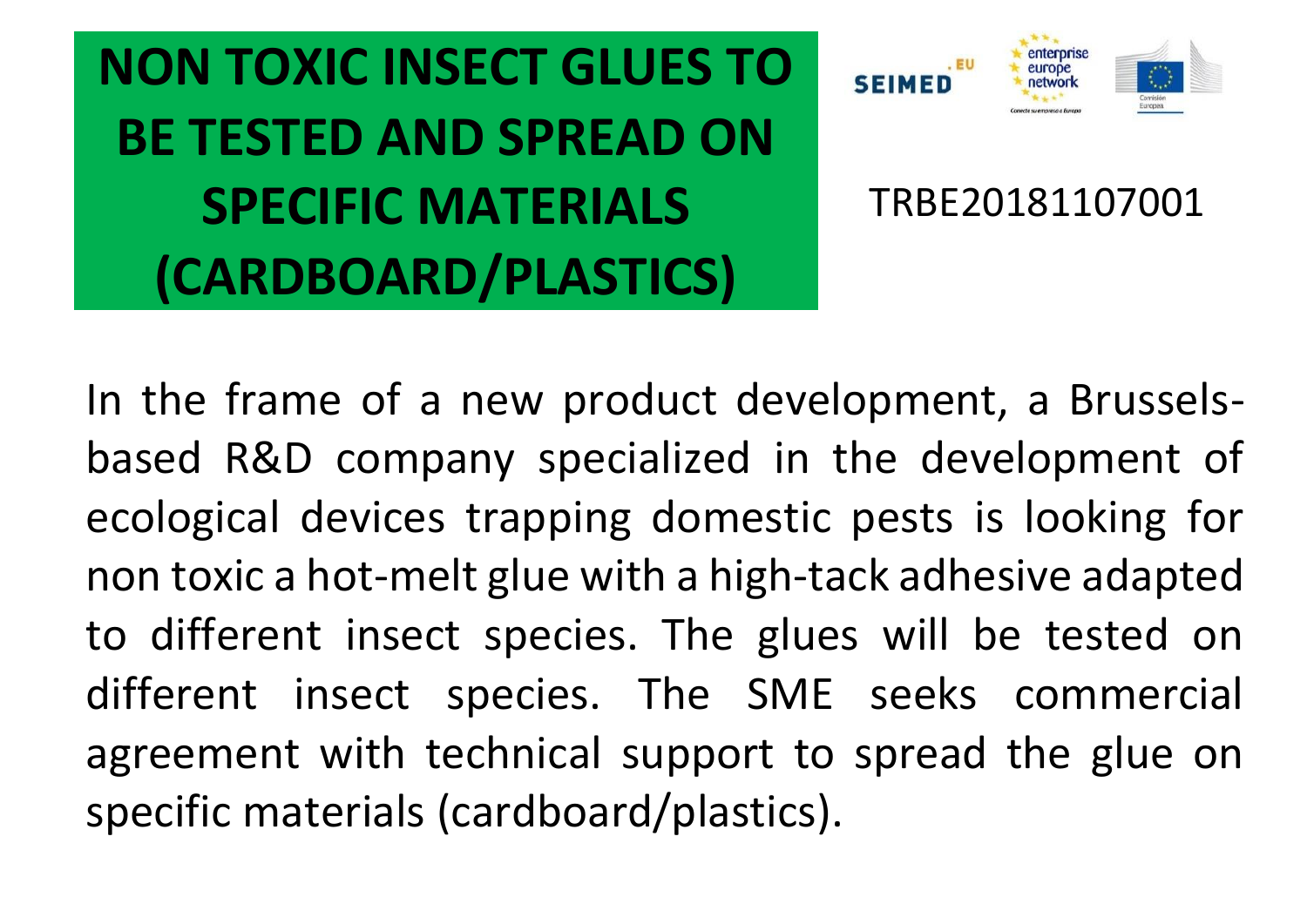# NON TOXIC INSECT GLUES TO BE TESTED AND SPREAD ON SPECIFIC MATERIALS (CARDBOARD/PLASTICS)

TRBE20181107001

In the frame of a new product development, a Brussels-based R&D company specialized in the development of ecological devices trapping domestic pests is looking for non toxic a hot-melt glue with a high-tack adhesive adapted to different insect species. The glues will be tested on different insect species. The SME seeks commercial agreement with technical support to spread the glue on specific materials (cardboard/plastics).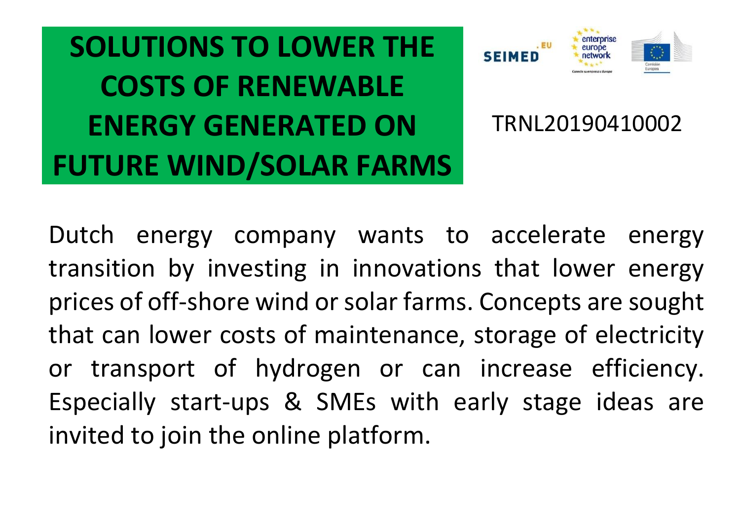# SOLUTIONS TO LOWER THE COSTS OF RENEWABLE ENERGY GENERATED ON FUTURE WIND/SOLAR FARMS

TRNL20190410002

Dutch energy company wants to accelerate energy transition by investing in innovations that lower energy prices of off-shore wind or solar farms. Concepts are sought that can lower costs of maintenance, storage of electricity or transport of hydrogen or can increase efficiency. Especially start-ups & SMEs with early stage ideas are invited to join the online platform.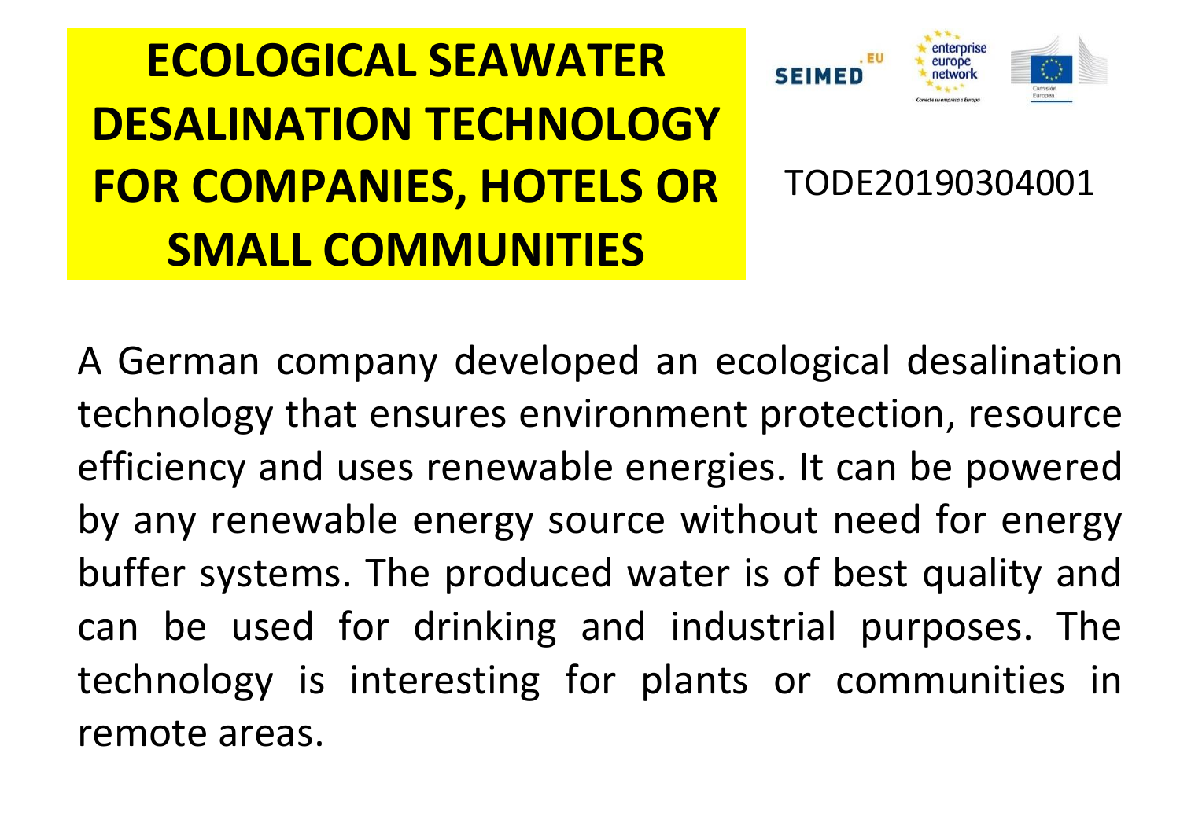# ECOLOGICAL SEAWATER DESALINATION TECHNOLOGY FOR COMPANIES, HOTELS OR SMALL COMMUNITIES

TODE20190304001

A German company developed an ecological desalination technology that ensures environment protection, resource efficiency and uses renewable energies. It can be powered by any renewable energy source without need for energy buffer systems. The produced water is of best quality and can be used for drinking and industrial purposes. The technology is interesting for plants or communities in remote areas.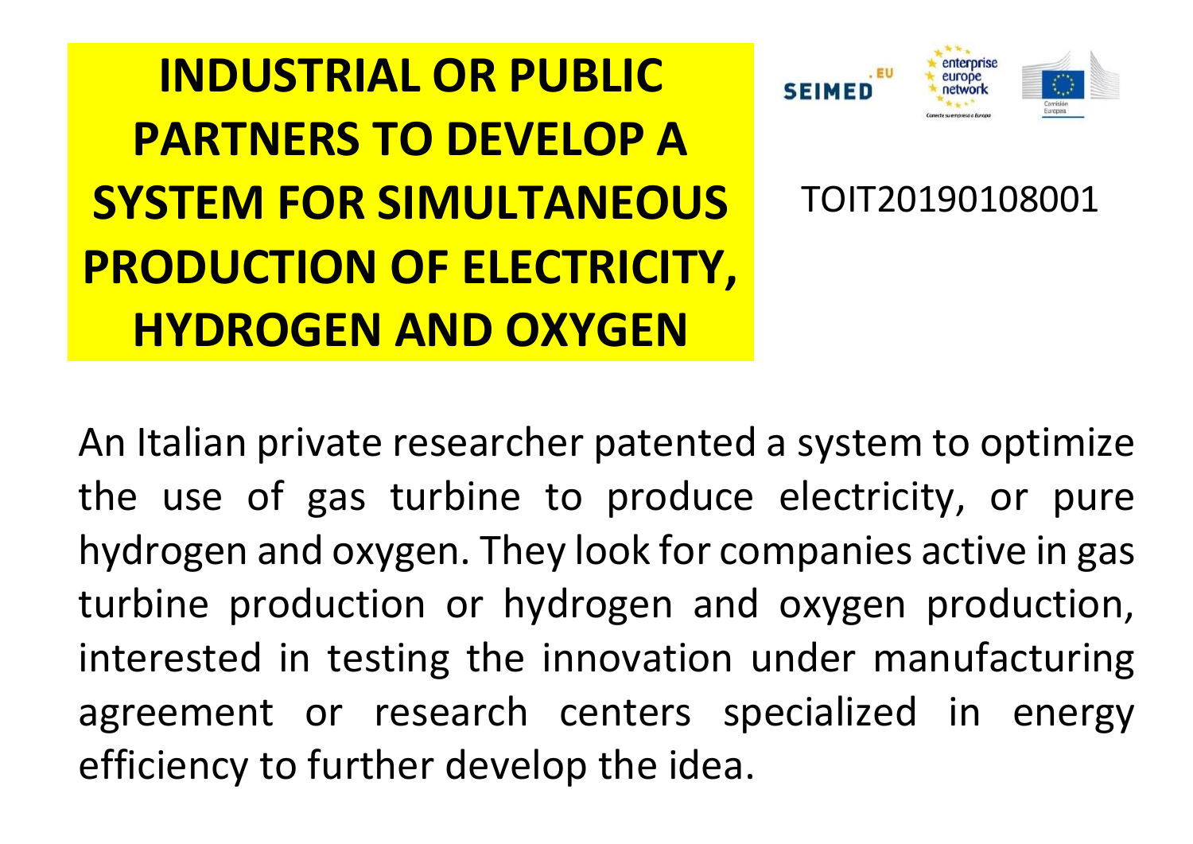# INDUSTRIAL OR PUBLIC PARTNERS TO DEVELOP A SYSTEM FOR SIMULTANEOUS PRODUCTION OF ELECTRICITY, HYDROGEN AND OXYGEN

TOIT20190108001

An Italian private researcher patented a system to optimize the use of gas turbine to produce electricity, or pure hydrogen and oxygen. They look for companies active in gas turbine production or hydrogen and oxygen production, interested in testing the innovation under manufacturing agreement or research centers specialized in energy efficiency to further develop the idea.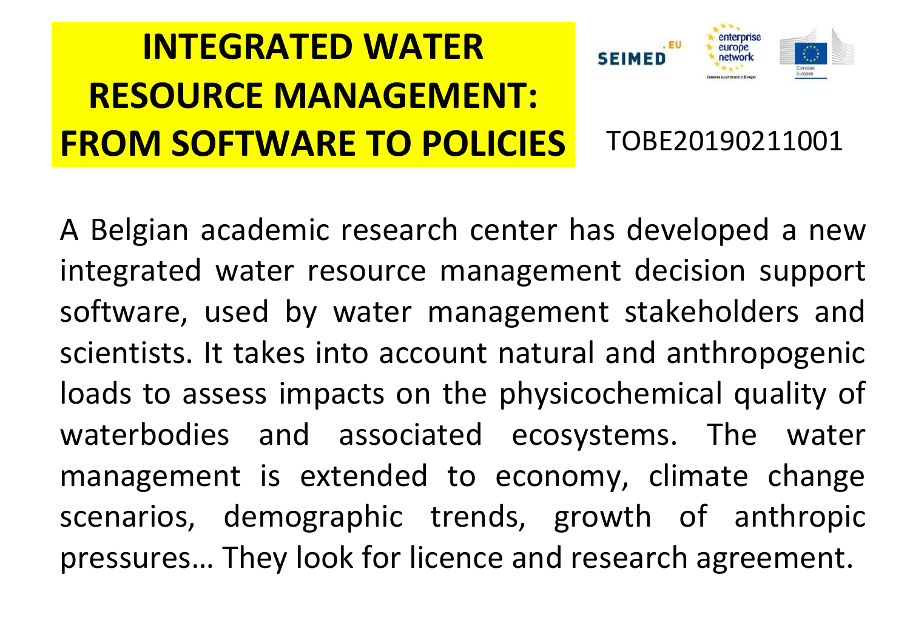# INTEGRATED WATER RESOURCE MANAGEMENT: FROM SOFTWARE TO POLICIES

TOBE20190211001

A Belgian academic research center has developed a new integrated water resource management decision support software, used by water management stakeholders and scientists. It takes into account natural and anthropogenic loads to assess impacts on the physicochemical quality of waterbodies and associated ecosystems. The water management is extended to economy, climate change scenarios, demographic trends, growth of anthropic pressures… They look for licence and research agreement.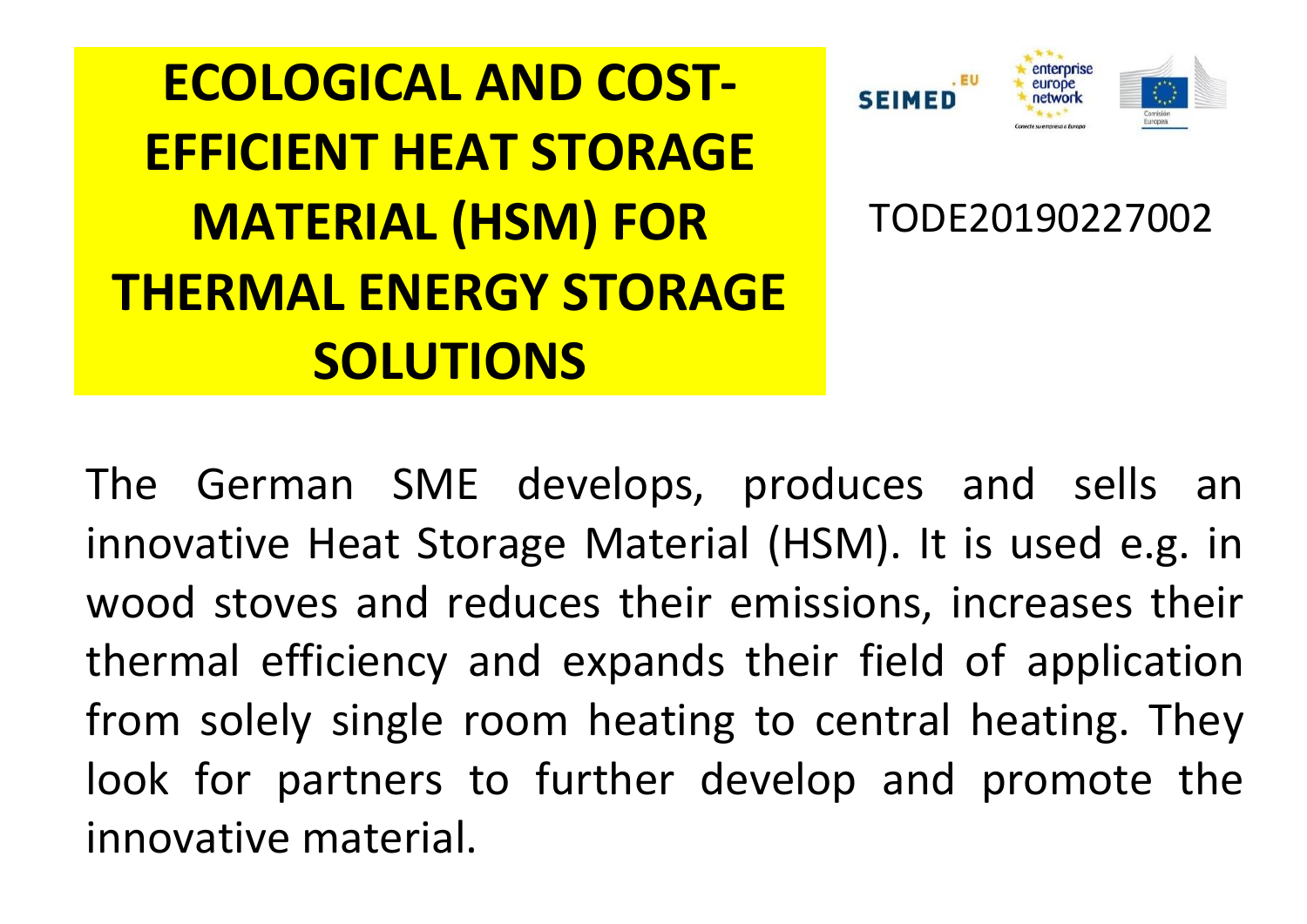# ECOLOGICAL AND COST-EFFICIENT HEAT STORAGE MATERIAL (HSM) FOR THERMAL ENERGY STORAGE SOLUTIONS

TODE20190227002

The German SME develops, produces and sells an innovative Heat Storage Material (HSM). It is used e.g. in wood stoves and reduces their emissions, increases their thermal efficiency and expands their field of application from solely single room heating to central heating. They look for partners to further develop and promote the innovative material.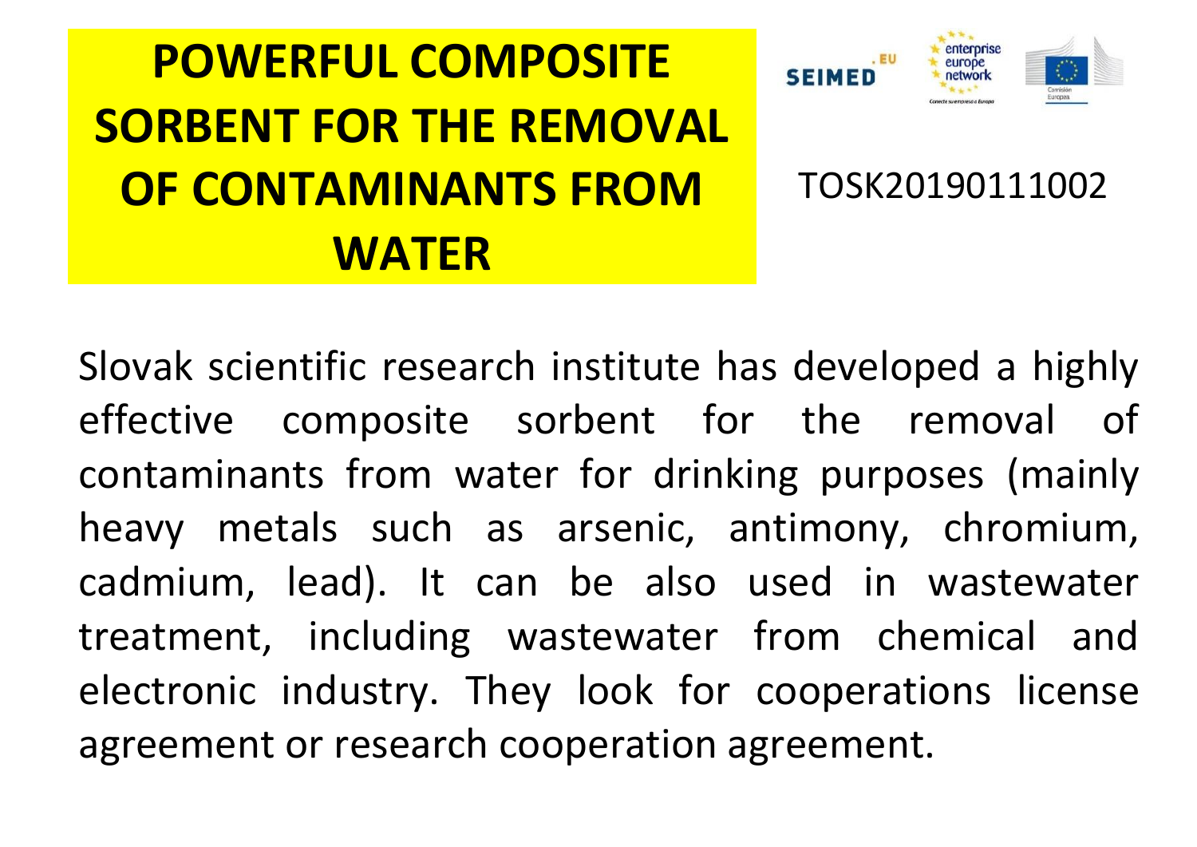# POWERFUL COMPOSITE SORBENT FOR THE REMOVAL OF CONTAMINANTS FROM WATER

TOSK20190111002

Slovak scientific research institute has developed a highly effective composite sorbent for the removal of contaminants from water for drinking purposes (mainly heavy metals such as arsenic, antimony, chromium, cadmium, lead). It can be also used in wastewater treatment, including wastewater from chemical and electronic industry. They look for cooperations license agreement or research cooperation agreement.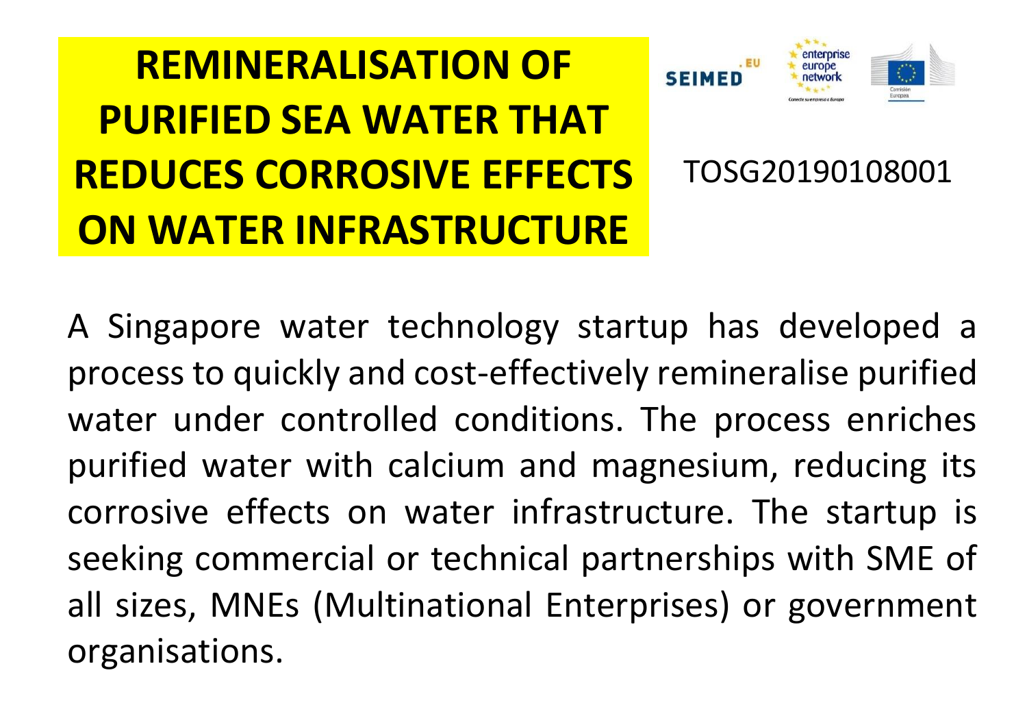# REMINERALISATION OF PURIFIED SEA WATER THAT REDUCES CORROSIVE EFFECTS ON WATER INFRASTRUCTURE

TOSG20190108001

A Singapore water technology startup has developed a process to quickly and cost-effectively remineralise purified water under controlled conditions. The process enriches purified water with calcium and magnesium, reducing its corrosive effects on water infrastructure. The startup is seeking commercial or technical partnerships with SME of all sizes, MNEs (Multinational Enterprises) or government organisations.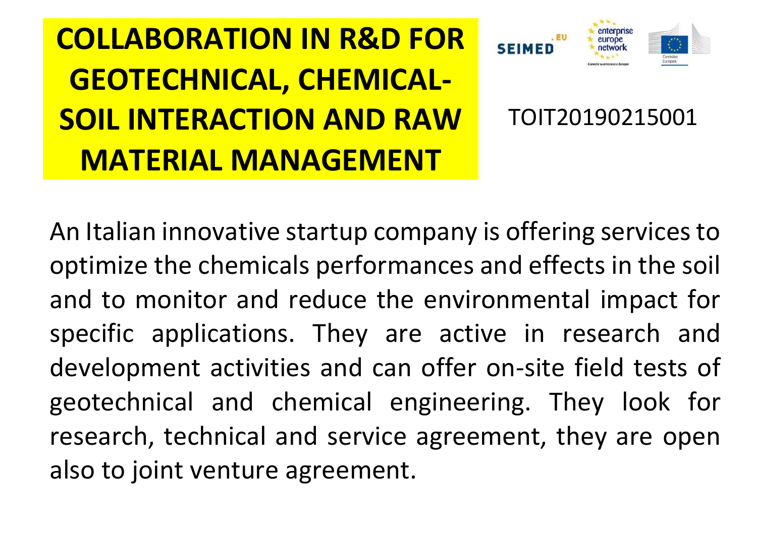# COLLABORATION IN R&D FOR GEOTECHNICAL, CHEMICAL-SOIL INTERACTION AND RAW MATERIAL MANAGEMENT

TOIT20190215001

An Italian innovative startup company is offering services to optimize the chemicals performances and effects in the soil and to monitor and reduce the environmental impact for specific applications. They are active in research and development activities and can offer on-site field tests of geotechnical and chemical engineering. They look for research, technical and service agreement, they are open also to joint venture agreement.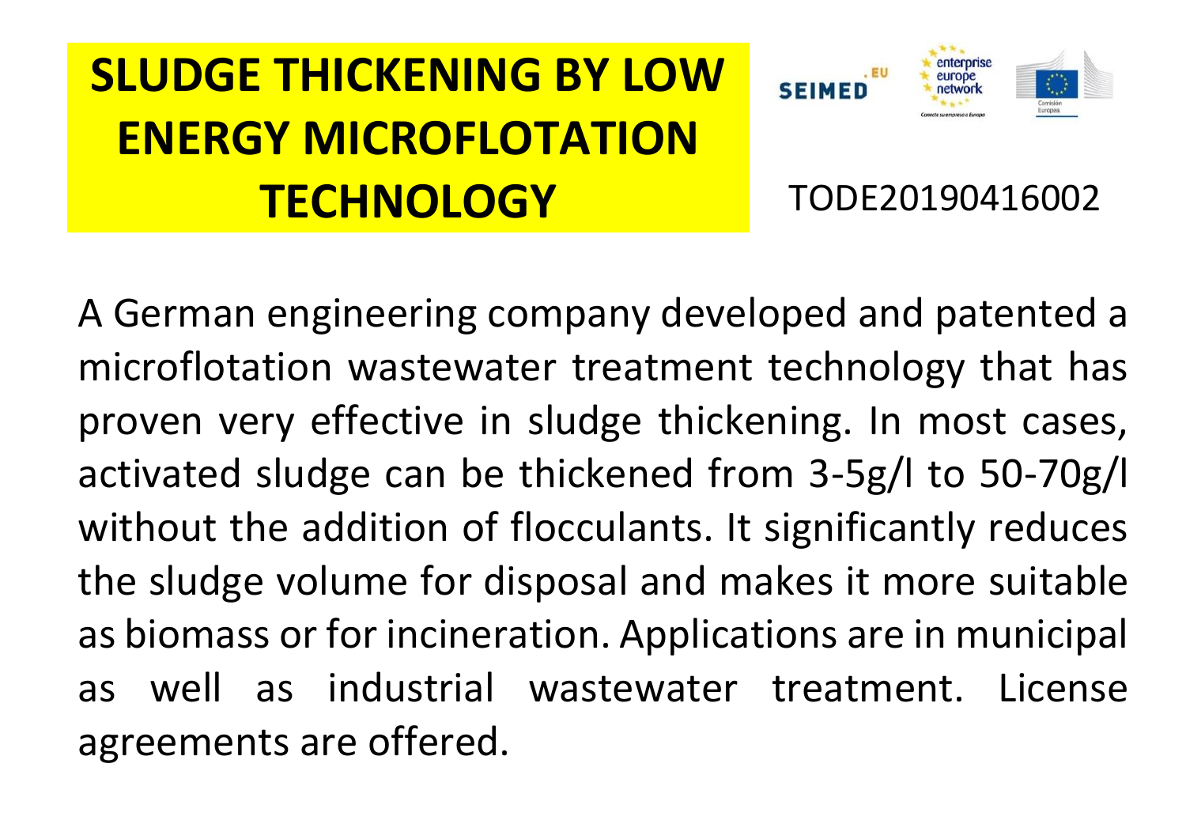# SLUDGE THICKENING BY LOW ENERGY MICROFLOTATION TECHNOLOGY

TODE20190416002

A German engineering company developed and patented a microflotation wastewater treatment technology that has proven very effective in sludge thickening. In most cases, activated sludge can be thickened from 3-5g/l to 50-70g/l without the addition of flocculants. It significantly reduces the sludge volume for disposal and makes it more suitable as biomass or for incineration. Applications are in municipal as well as industrial wastewater treatment. License agreements are offered.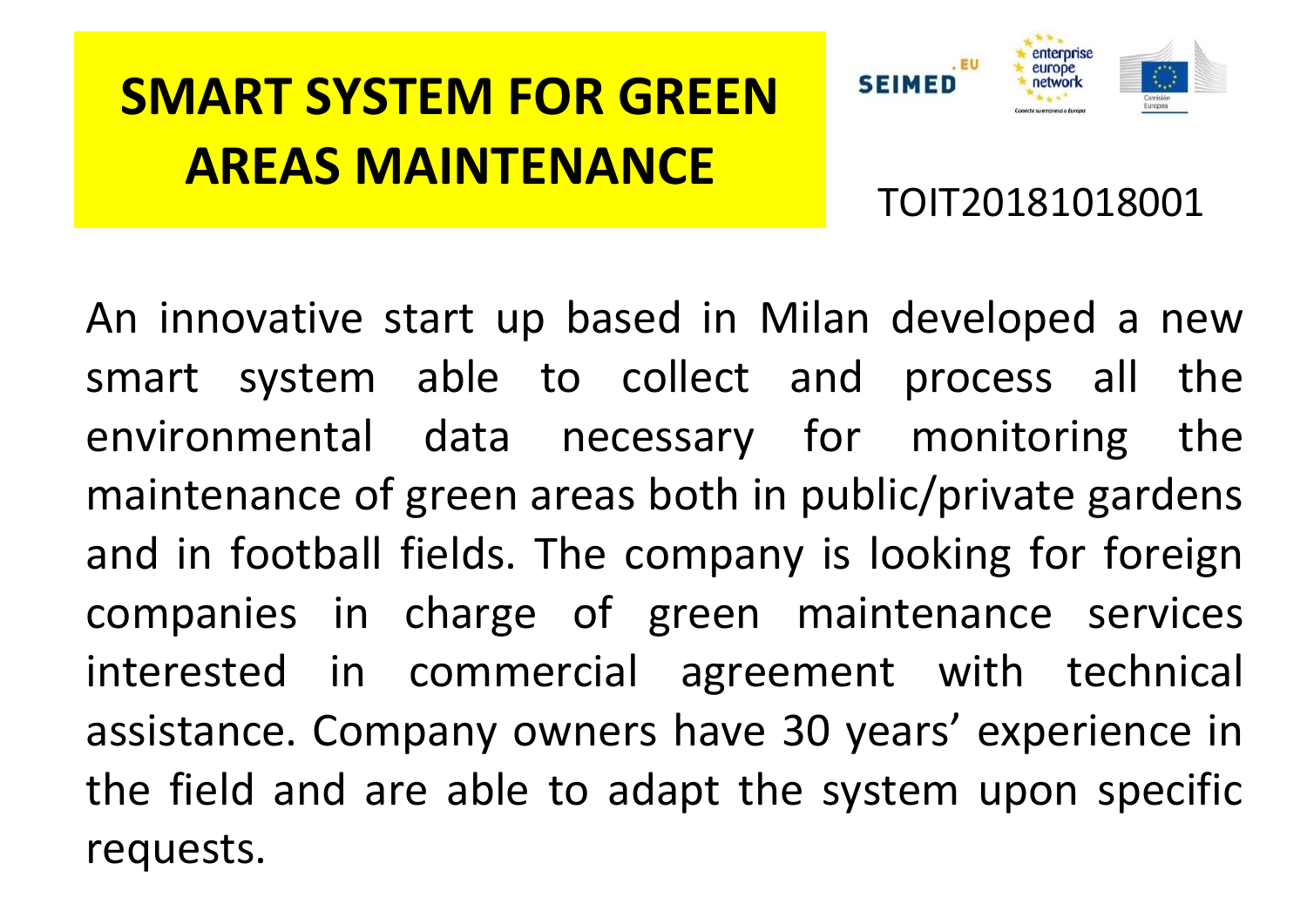# SMART SYSTEM FOR GREEN AREAS MAINTENANCE

TOIT20181018001

An innovative start up based in Milan developed a new smart system able to collect and process all the environmental data necessary for monitoring the maintenance of green areas both in public/private gardens and in football fields. The company is looking for foreign companies in charge of green maintenance services interested in commercial agreement with technical assistance. Company owners have 30 years' experience in the field and are able to adapt the system upon specific requests.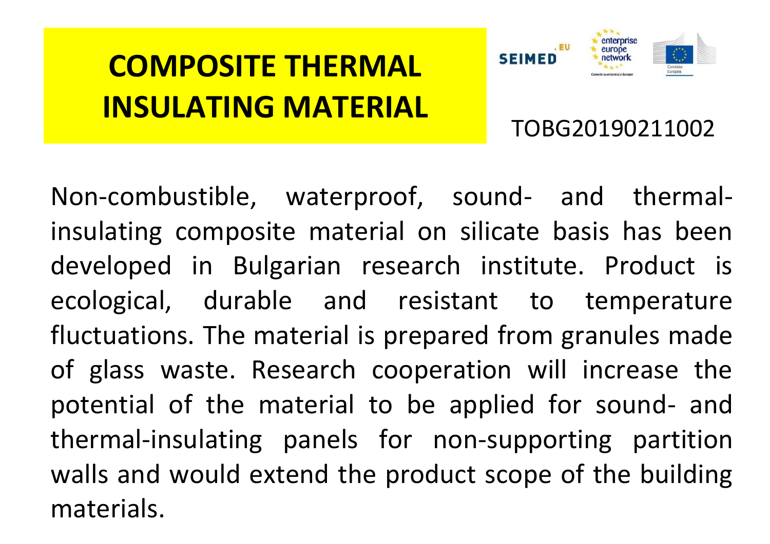# COMPOSITE THERMAL INSULATING MATERIAL

TOBG20190211002

Non-combustible, waterproof, sound- and thermal-insulating composite material on silicate basis has been developed in Bulgarian research institute. Product is ecological, durable and resistant to temperature fluctuations. The material is prepared from granules made of glass waste. Research cooperation will increase the potential of the material to be applied for sound- and thermal-insulating panels for non-supporting partition walls and would extend the product scope of the building materials.